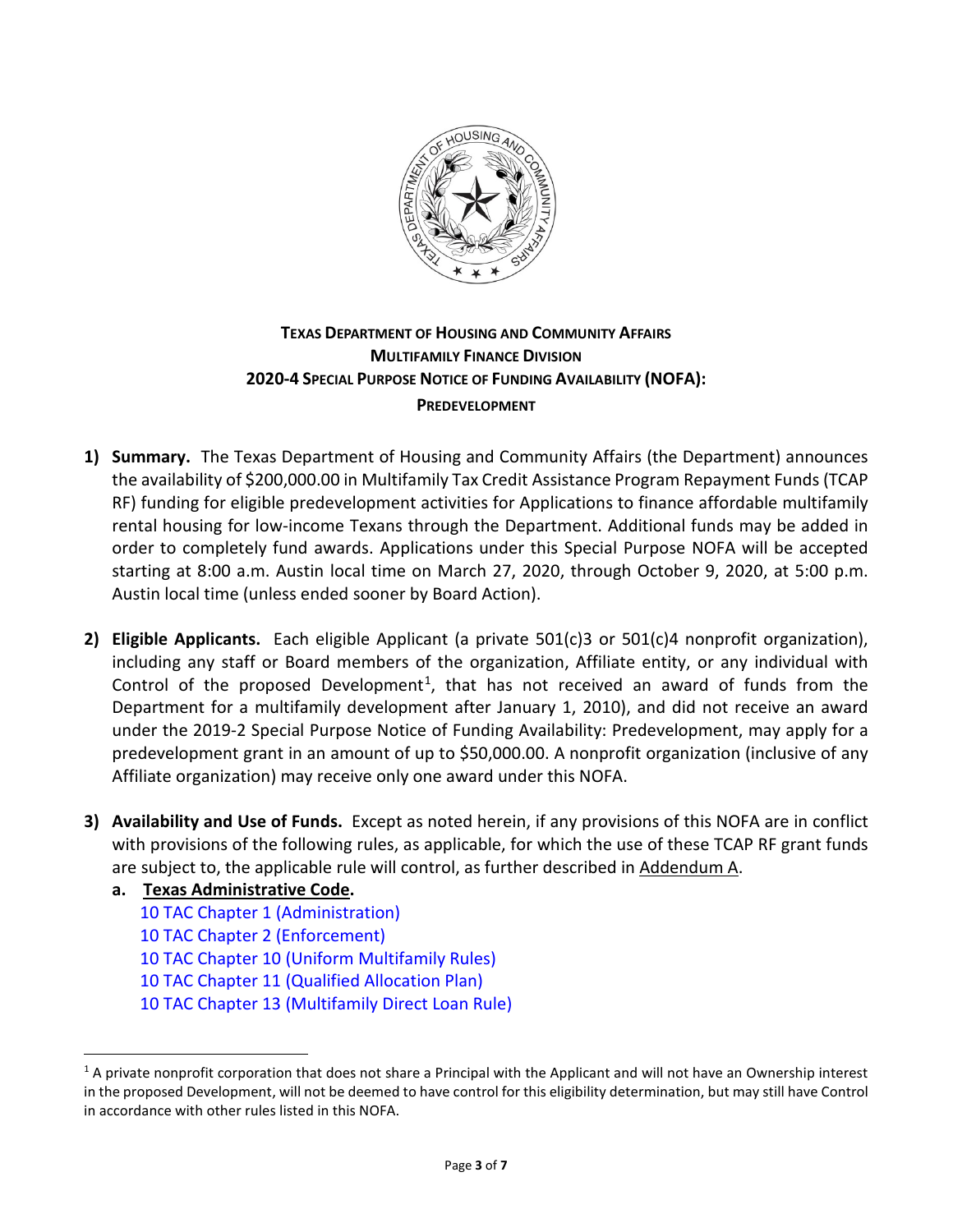**TEXAS DEPARTMENT OF HOUSING AND COMMUNITY AFFAIRS**
**MULTIFAMILY FINANCE DIVISION**
**2020-4 SPECIAL PURPOSE NOTICE OF FUNDING AVAILABILITY (NOFA):**
**PREDEVELOPMENT**

1) **Summary.** The Texas Department of Housing and Community Affairs (the Department) announces the availability of $200,000.00 in Multifamily Tax Credit Assistance Program Repayment Funds (TCAP RF) funding for eligible predevelopment activities for Applications to finance affordable multifamily rental housing for low-income Texans through the Department. Additional funds may be added in order to completely fund awards. Applications under this Special Purpose NOFA will be accepted starting at 8:00 a.m. Austin local time on March 27, 2020, through October 9, 2020, at 5:00 p.m. Austin local time (unless ended sooner by Board Action).

2) **Eligible Applicants.** Each eligible Applicant (a private 501(c)3 or 501(c)4 nonprofit organization), including any staff or Board members of the organization, Affiliate entity, or any individual with Control of the proposed Development[1], that has not received an award of funds from the Department for a multifamily development after January 1, 2010), and did not receive an award under the 2019-2 Special Purpose Notice of Funding Availability: Predevelopment, may apply for a predevelopment grant in an amount of up to $50,000.00. A nonprofit organization (inclusive of any Affiliate organization) may receive only one award under this NOFA.

3) **Availability and Use of Funds.** Except as noted herein, if any provisions of this NOFA are in conflict with provisions of the following rules, as applicable, for which the use of these TCAP RF grant funds are subject to, the applicable rule will control, as further described in Addendum A.

    a. **Texas Administrative Code.**
    10 TAC Chapter 1 (Administration)
    10 TAC Chapter 2 (Enforcement)
    10 TAC Chapter 10 (Uniform Multifamily Rules)
    10 TAC Chapter 11 (Qualified Allocation Plan)
    10 TAC Chapter 13 (Multifamily Direct Loan Rule)

[1] A private nonprofit corporation that does not share a Principal with the Applicant and will not have an Ownership interest in the proposed Development, will not be deemed to have control for this eligibility determination, but may still have Control in accordance with other rules listed in this NOFA.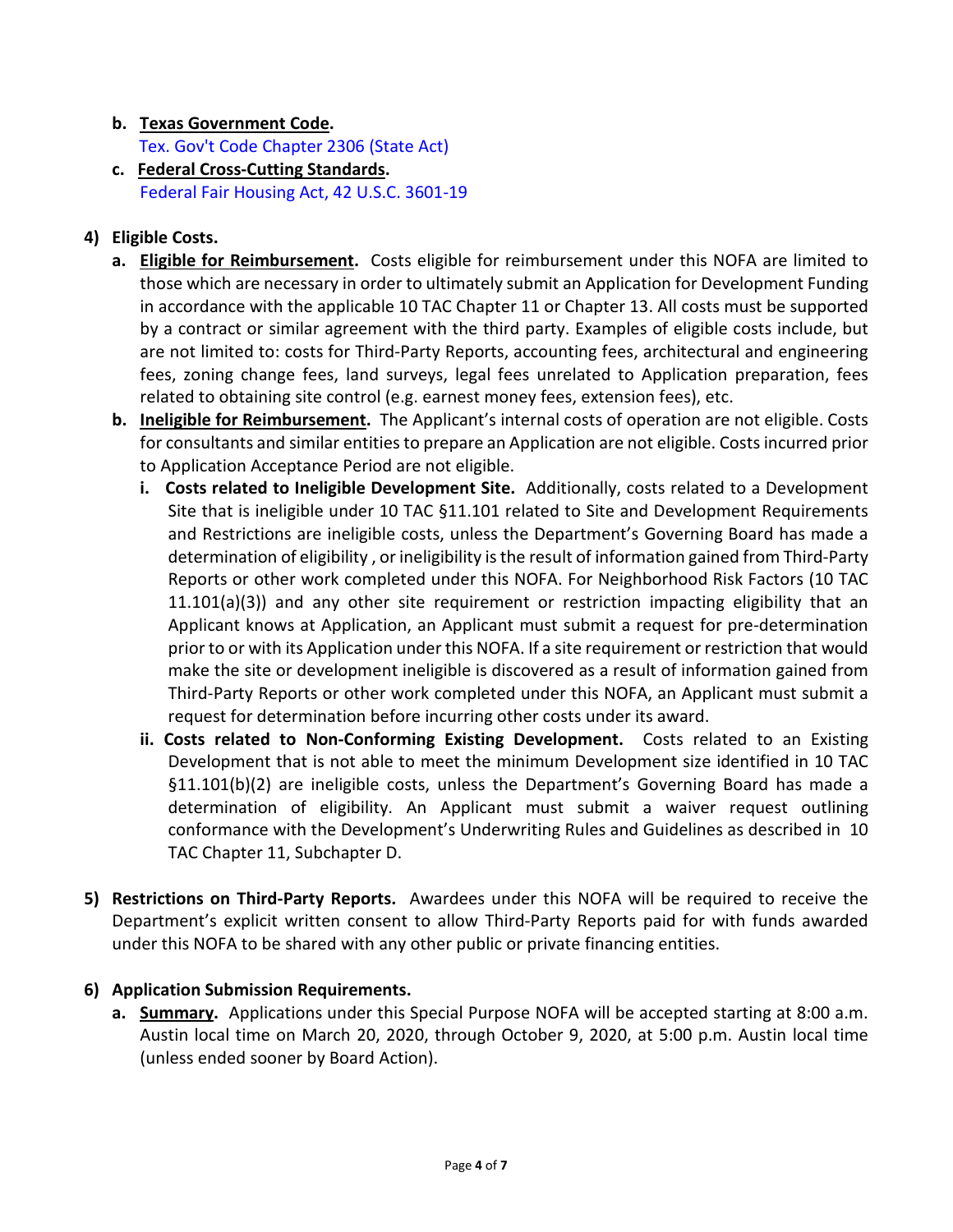b. **Texas Government Code.**
   Tex. Gov't Code Chapter 2306 (State Act)

c. **Federal Cross-Cutting Standards.**
   Federal Fair Housing Act, 42 U.S.C. 3601-19

**4) Eligible Costs.**

a. **Eligible for Reimbursement.** Costs eligible for reimbursement under this NOFA are limited to those which are necessary in order to ultimately submit an Application for Development Funding in accordance with the applicable 10 TAC Chapter 11 or Chapter 13. All costs must be supported by a contract or similar agreement with the third party. Examples of eligible costs include, but are not limited to: costs for Third-Party Reports, accounting fees, architectural and engineering fees, zoning change fees, land surveys, legal fees unrelated to Application preparation, fees related to obtaining site control (e.g. earnest money fees, extension fees), etc.

b. **Ineligible for Reimbursement.** The Applicant's internal costs of operation are not eligible. Costs for consultants and similar entities to prepare an Application are not eligible. Costs incurred prior to Application Acceptance Period are not eligible.

   i. **Costs related to Ineligible Development Site.** Additionally, costs related to a Development Site that is ineligible under 10 TAC §11.101 related to Site and Development Requirements and Restrictions are ineligible costs, unless the Department's Governing Board has made a determination of eligibility , or ineligibility is the result of information gained from Third-Party Reports or other work completed under this NOFA. For Neighborhood Risk Factors (10 TAC 11.101(a)(3)) and any other site requirement or restriction impacting eligibility that an Applicant knows at Application, an Applicant must submit a request for pre-determination prior to or with its Application under this NOFA. If a site requirement or restriction that would make the site or development ineligible is discovered as a result of information gained from Third-Party Reports or other work completed under this NOFA, an Applicant must submit a request for determination before incurring other costs under its award.

   ii. **Costs related to Non-Conforming Existing Development.** Costs related to an Existing Development that is not able to meet the minimum Development size identified in 10 TAC §11.101(b)(2) are ineligible costs, unless the Department's Governing Board has made a determination of eligibility. An Applicant must submit a waiver request outlining conformance with the Development's Underwriting Rules and Guidelines as described in 10 TAC Chapter 11, Subchapter D.

**5) Restrictions on Third-Party Reports.** Awardees under this NOFA will be required to receive the Department's explicit written consent to allow Third-Party Reports paid for with funds awarded under this NOFA to be shared with any other public or private financing entities.

**6) Application Submission Requirements.**

a. **Summary.** Applications under this Special Purpose NOFA will be accepted starting at 8:00 a.m. Austin local time on March 20, 2020, through October 9, 2020, at 5:00 p.m. Austin local time (unless ended sooner by Board Action).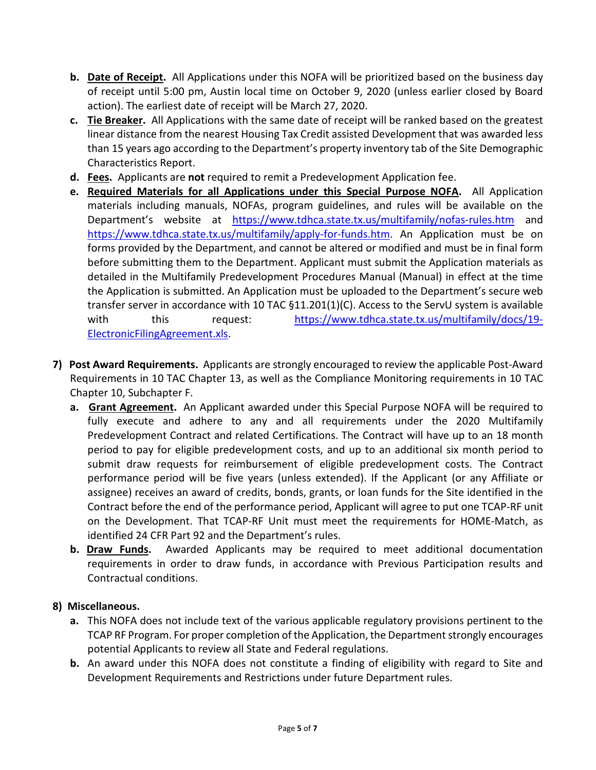b. **Date of Receipt.** All Applications under this NOFA will be prioritized based on the business day of receipt until 5:00 pm, Austin local time on October 9, 2020 (unless earlier closed by Board action). The earliest date of receipt will be March 27, 2020.

c. **Tie Breaker.** All Applications with the same date of receipt will be ranked based on the greatest linear distance from the nearest Housing Tax Credit assisted Development that was awarded less than 15 years ago according to the Department's property inventory tab of the Site Demographic Characteristics Report.

d. **Fees.** Applicants are **not** required to remit a Predevelopment Application fee.

e. **Required Materials for all Applications under this Special Purpose NOFA.** All Application materials including manuals, NOFAs, program guidelines, and rules will be available on the Department's website at https://www.tdhca.state.tx.us/multifamily/nofas-rules.htm and https://www.tdhca.state.tx.us/multifamily/apply-for-funds.htm. An Application must be on forms provided by the Department, and cannot be altered or modified and must be in final form before submitting them to the Department. Applicant must submit the Application materials as detailed in the Multifamily Predevelopment Procedures Manual (Manual) in effect at the time the Application is submitted. An Application must be uploaded to the Department's secure web transfer server in accordance with 10 TAC §11.201(1)(C). Access to the ServU system is available with this request: https://www.tdhca.state.tx.us/multifamily/docs/19-ElectronicFilingAgreement.xls.

7) **Post Award Requirements.** Applicants are strongly encouraged to review the applicable Post-Award Requirements in 10 TAC Chapter 13, as well as the Compliance Monitoring requirements in 10 TAC Chapter 10, Subchapter F.

   a. **Grant Agreement.** An Applicant awarded under this Special Purpose NOFA will be required to fully execute and adhere to any and all requirements under the 2020 Multifamily Predevelopment Contract and related Certifications. The Contract will have up to an 18 month period to pay for eligible predevelopment costs, and up to an additional six month period to submit draw requests for reimbursement of eligible predevelopment costs. The Contract performance period will be five years (unless extended). If the Applicant (or any Affiliate or assignee) receives an award of credits, bonds, grants, or loan funds for the Site identified in the Contract before the end of the performance period, Applicant will agree to put one TCAP-RF unit on the Development. That TCAP-RF Unit must meet the requirements for HOME-Match, as identified 24 CFR Part 92 and the Department's rules.

   b. **Draw Funds.** Awarded Applicants may be required to meet additional documentation requirements in order to draw funds, in accordance with Previous Participation results and Contractual conditions.

8) **Miscellaneous.**

   a. This NOFA does not include text of the various applicable regulatory provisions pertinent to the TCAP RF Program. For proper completion of the Application, the Department strongly encourages potential Applicants to review all State and Federal regulations.

   b. An award under this NOFA does not constitute a finding of eligibility with regard to Site and Development Requirements and Restrictions under future Department rules.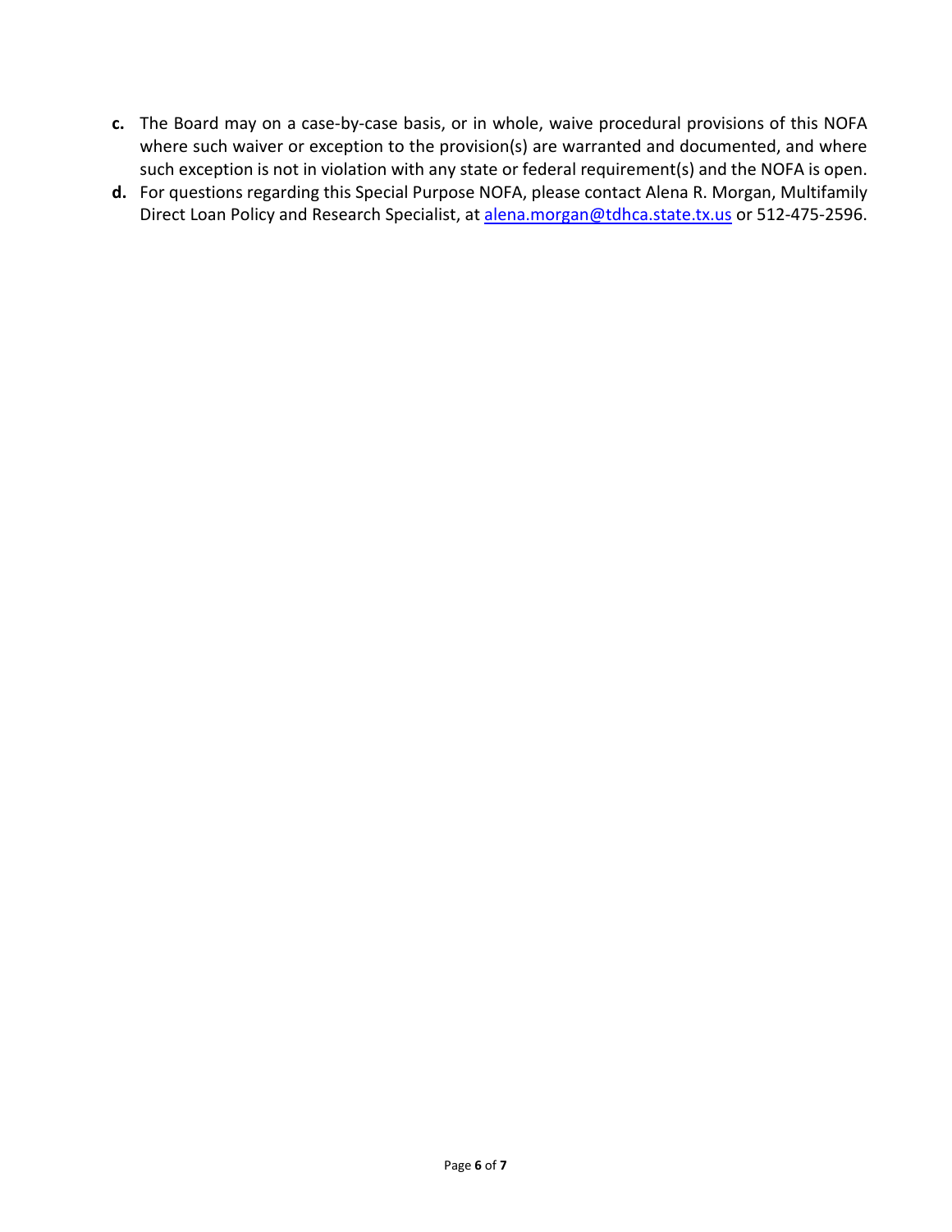**c.** The Board may on a case-by-case basis, or in whole, waive procedural provisions of this NOFA where such waiver or exception to the provision(s) are warranted and documented, and where such exception is not in violation with any state or federal requirement(s) and the NOFA is open.

**d.** For questions regarding this Special Purpose NOFA, please contact Alena R. Morgan, Multifamily Direct Loan Policy and Research Specialist, at [alena.morgan@tdhca.state.tx.us](mailto:alena.morgan@tdhca.state.tx.us) or 512-475-2596.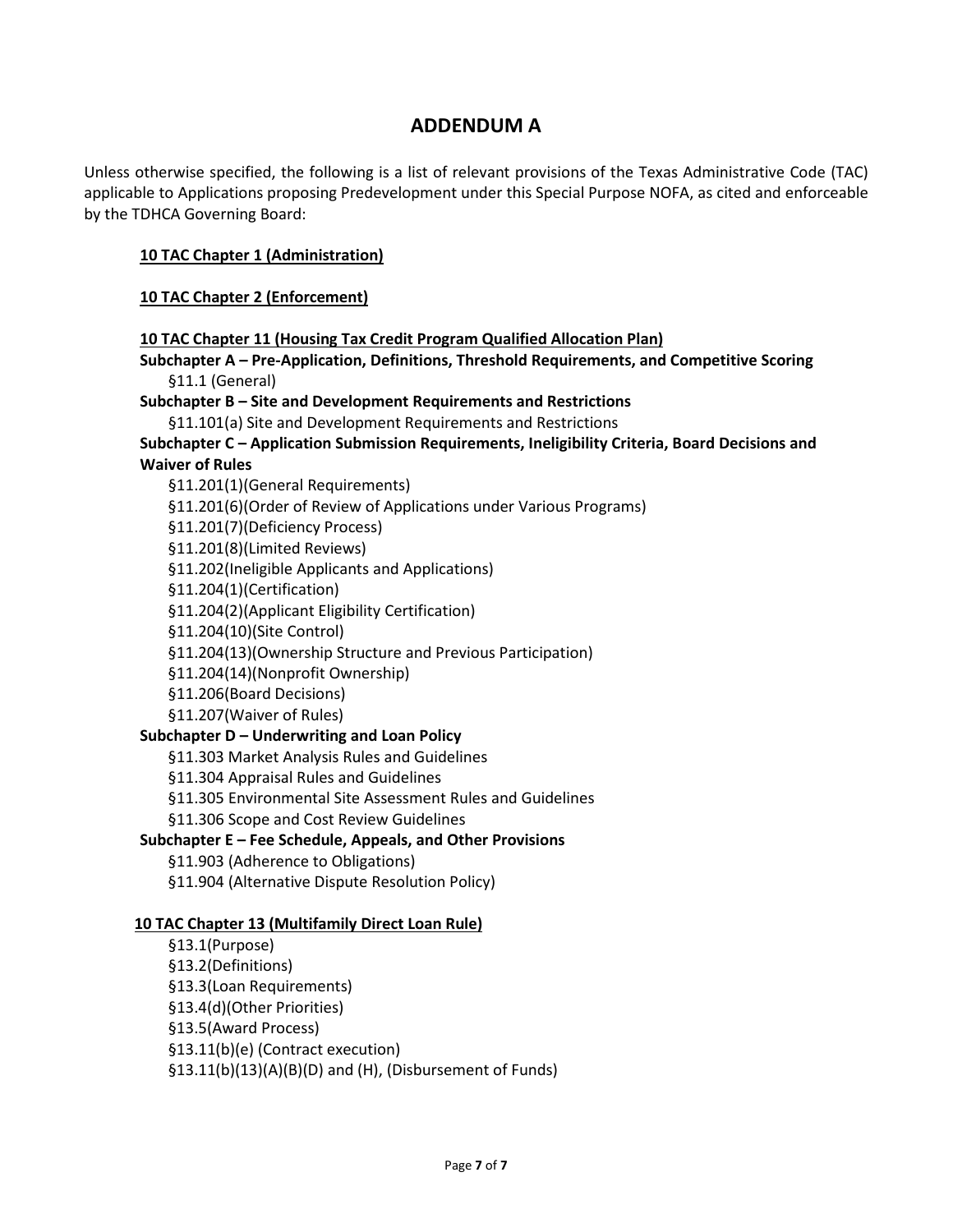# ADDENDUM A

Unless otherwise specified, the following is a list of relevant provisions of the Texas Administrative Code (TAC) applicable to Applications proposing Predevelopment under this Special Purpose NOFA, as cited and enforceable by the TDHCA Governing Board:

**10 TAC Chapter 1 (Administration)**

**10 TAC Chapter 2 (Enforcement)**

**10 TAC Chapter 11 (Housing Tax Credit Program Qualified Allocation Plan)**

**Subchapter A – Pre-Application, Definitions, Threshold Requirements, and Competitive Scoring**

- §11.1 (General)

**Subchapter B – Site and Development Requirements and Restrictions**

- §11.101(a) Site and Development Requirements and Restrictions

**Subchapter C – Application Submission Requirements, Ineligibility Criteria, Board Decisions and Waiver of Rules**

- §11.201(1)(General Requirements)
- §11.201(6)(Order of Review of Applications under Various Programs)
- §11.201(7)(Deficiency Process)
- §11.201(8)(Limited Reviews)
- §11.202(Ineligible Applicants and Applications)
- §11.204(1)(Certification)
- §11.204(2)(Applicant Eligibility Certification)
- §11.204(10)(Site Control)
- §11.204(13)(Ownership Structure and Previous Participation)
- §11.204(14)(Nonprofit Ownership)
- §11.206(Board Decisions)
- §11.207(Waiver of Rules)

**Subchapter D – Underwriting and Loan Policy**

- §11.303 Market Analysis Rules and Guidelines
- §11.304 Appraisal Rules and Guidelines
- §11.305 Environmental Site Assessment Rules and Guidelines
- §11.306 Scope and Cost Review Guidelines

**Subchapter E – Fee Schedule, Appeals, and Other Provisions**

- §11.903 (Adherence to Obligations)
- §11.904 (Alternative Dispute Resolution Policy)

**10 TAC Chapter 13 (Multifamily Direct Loan Rule)**

- §13.1(Purpose)
- §13.2(Definitions)
- §13.3(Loan Requirements)
- §13.4(d)(Other Priorities)
- §13.5(Award Process)
- §13.11(b)(e) (Contract execution)
- §13.11(b)(13)(A)(B)(D) and (H), (Disbursement of Funds)